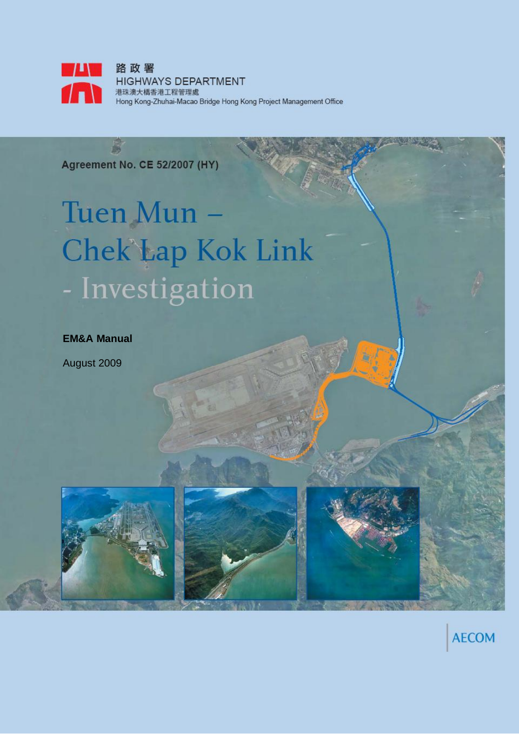路政署
HIGHWAYS DEPARTMENT
港珠澳大橋香港工程管理處
Hong Kong-Zhuhai-Macao Bridge Hong Kong Project Management Office

Agreement No. CE 52/2007 (HY)

# Tuen Mun – Chek Lap Kok Link - Investigation

**EM&A Manual**

August 2009

AECOM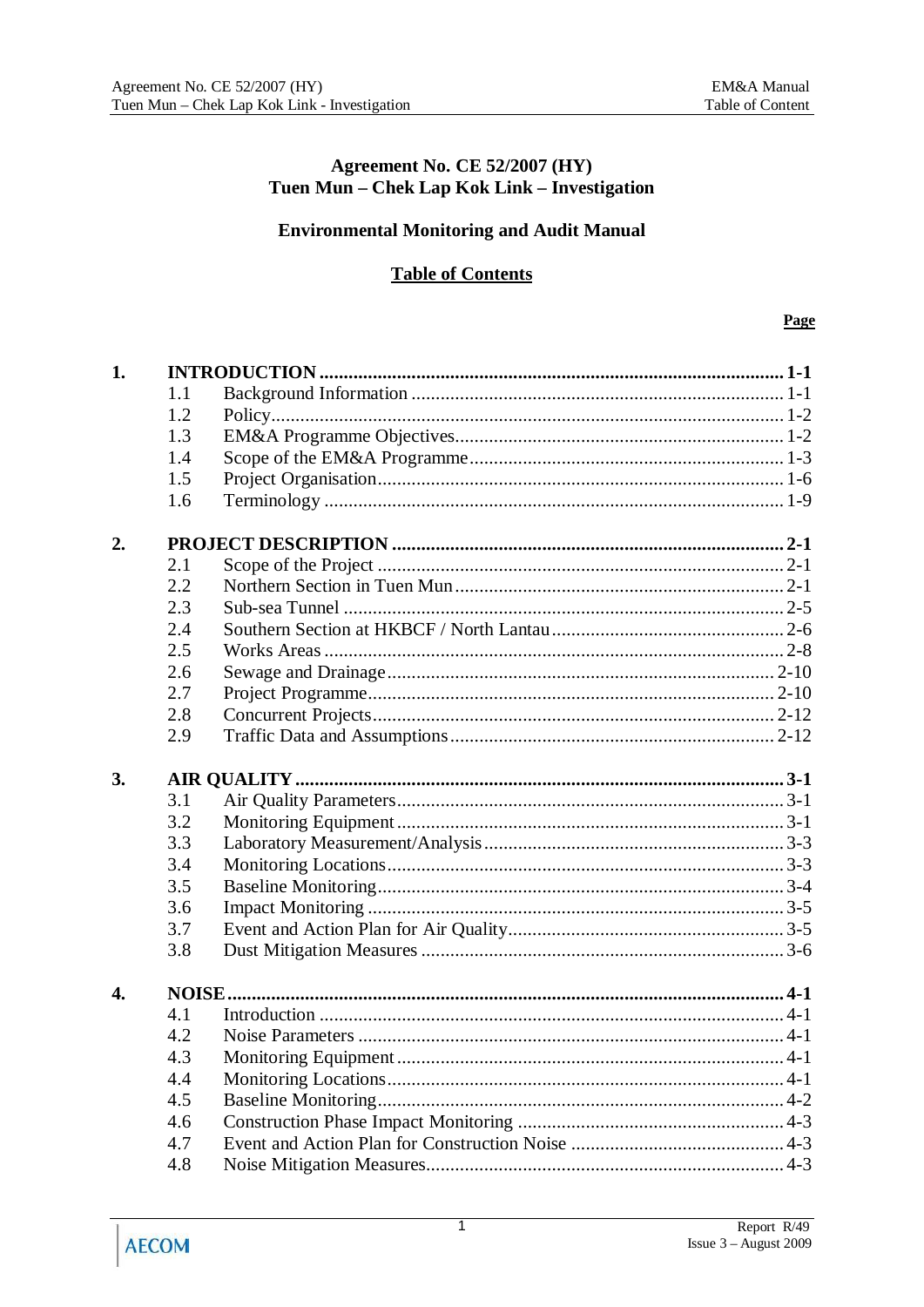**Agreement No. CE 52/2007 (HY)**
**Tuen Mun – Chek Lap Kok Link – Investigation**

**Environmental Monitoring and Audit Manual**

**Table of Contents**

| | | | **Page** |
|---|---|---|---|
| **1.** | **INTRODUCTION** | | **1-1** |
| | 1.1 | Background Information | 1-1 |
| | 1.2 | Policy | 1-2 |
| | 1.3 | EM&A Programme Objectives | 1-2 |
| | 1.4 | Scope of the EM&A Programme | 1-3 |
| | 1.5 | Project Organisation | 1-6 |
| | 1.6 | Terminology | 1-9 |
| **2.** | **PROJECT DESCRIPTION** | | **2-1** |
| | 2.1 | Scope of the Project | 2-1 |
| | 2.2 | Northern Section in Tuen Mun | 2-1 |
| | 2.3 | Sub-sea Tunnel | 2-5 |
| | 2.4 | Southern Section at HKBCF / North Lantau | 2-6 |
| | 2.5 | Works Areas | 2-8 |
| | 2.6 | Sewage and Drainage | 2-10 |
| | 2.7 | Project Programme | 2-10 |
| | 2.8 | Concurrent Projects | 2-12 |
| | 2.9 | Traffic Data and Assumptions | 2-12 |
| **3.** | **AIR QUALITY** | | **3-1** |
| | 3.1 | Air Quality Parameters | 3-1 |
| | 3.2 | Monitoring Equipment | 3-1 |
| | 3.3 | Laboratory Measurement/Analysis | 3-3 |
| | 3.4 | Monitoring Locations | 3-3 |
| | 3.5 | Baseline Monitoring | 3-4 |
| | 3.6 | Impact Monitoring | 3-5 |
| | 3.7 | Event and Action Plan for Air Quality | 3-5 |
| | 3.8 | Dust Mitigation Measures | 3-6 |
| **4.** | **NOISE** | | **4-1** |
| | 4.1 | Introduction | 4-1 |
| | 4.2 | Noise Parameters | 4-1 |
| | 4.3 | Monitoring Equipment | 4-1 |
| | 4.4 | Monitoring Locations | 4-1 |
| | 4.5 | Baseline Monitoring | 4-2 |
| | 4.6 | Construction Phase Impact Monitoring | 4-3 |
| | 4.7 | Event and Action Plan for Construction Noise | 4-3 |
| | 4.8 | Noise Mitigation Measures | 4-3 |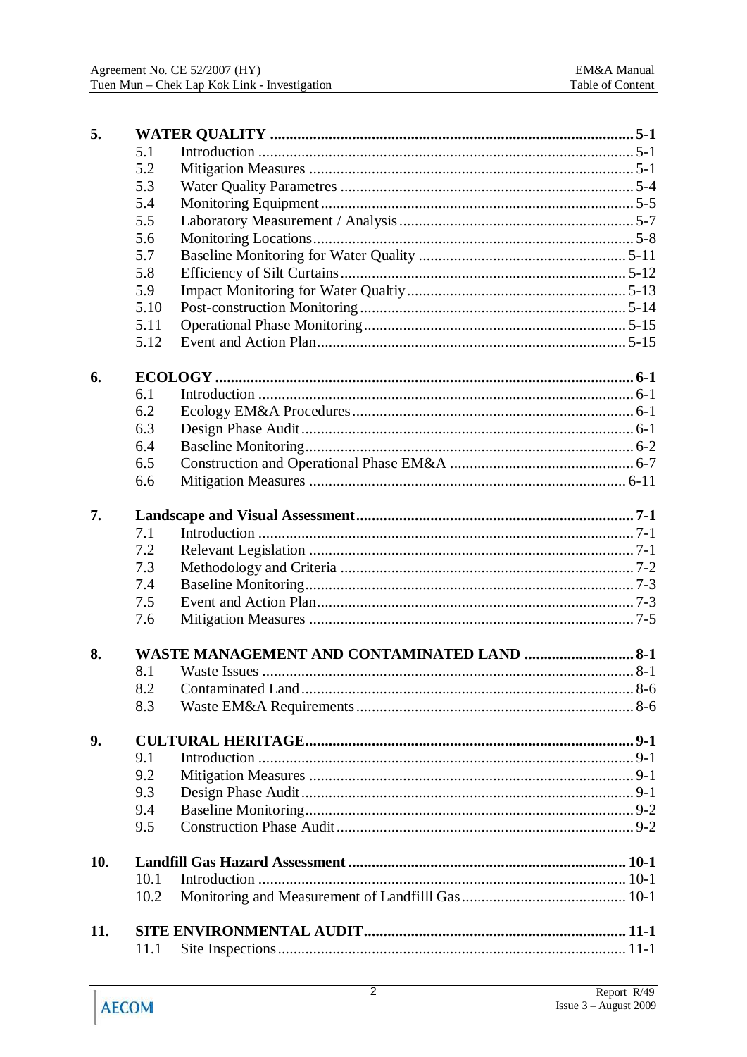| | | |
|---|---|---|
| **5.** | **WATER QUALITY** | **5-1** |
| 5.1 | Introduction | 5-1 |
| 5.2 | Mitigation Measures | 5-1 |
| 5.3 | Water Quality Parametres | 5-4 |
| 5.4 | Monitoring Equipment | 5-5 |
| 5.5 | Laboratory Measurement / Analysis | 5-7 |
| 5.6 | Monitoring Locations | 5-8 |
| 5.7 | Baseline Monitoring for Water Quality | 5-11 |
| 5.8 | Efficiency of Silt Curtains | 5-12 |
| 5.9 | Impact Monitoring for Water Qualtiy | 5-13 |
| 5.10 | Post-construction Monitoring | 5-14 |
| 5.11 | Operational Phase Monitoring | 5-15 |
| 5.12 | Event and Action Plan | 5-15 |
| **6.** | **ECOLOGY** | **6-1** |
| 6.1 | Introduction | 6-1 |
| 6.2 | Ecology EM&A Procedures | 6-1 |
| 6.3 | Design Phase Audit | 6-1 |
| 6.4 | Baseline Monitoring | 6-2 |
| 6.5 | Construction and Operational Phase EM&A | 6-7 |
| 6.6 | Mitigation Measures | 6-11 |
| **7.** | **Landscape and Visual Assessment** | **7-1** |
| 7.1 | Introduction | 7-1 |
| 7.2 | Relevant Legislation | 7-1 |
| 7.3 | Methodology and Criteria | 7-2 |
| 7.4 | Baseline Monitoring | 7-3 |
| 7.5 | Event and Action Plan | 7-3 |
| 7.6 | Mitigation Measures | 7-5 |
| **8.** | **WASTE MANAGEMENT AND CONTAMINATED LAND** | **8-1** |
| 8.1 | Waste Issues | 8-1 |
| 8.2 | Contaminated Land | 8-6 |
| 8.3 | Waste EM&A Requirements | 8-6 |
| **9.** | **CULTURAL HERITAGE** | **9-1** |
| 9.1 | Introduction | 9-1 |
| 9.2 | Mitigation Measures | 9-1 |
| 9.3 | Design Phase Audit | 9-1 |
| 9.4 | Baseline Monitoring | 9-2 |
| 9.5 | Construction Phase Audit | 9-2 |
| **10.** | **Landfill Gas Hazard Assessment** | **10-1** |
| 10.1 | Introduction | 10-1 |
| 10.2 | Monitoring and Measurement of Landfilll Gas | 10-1 |
| **11.** | **SITE ENVIRONMENTAL AUDIT** | **11-1** |
| 11.1 | Site Inspections | 11-1 |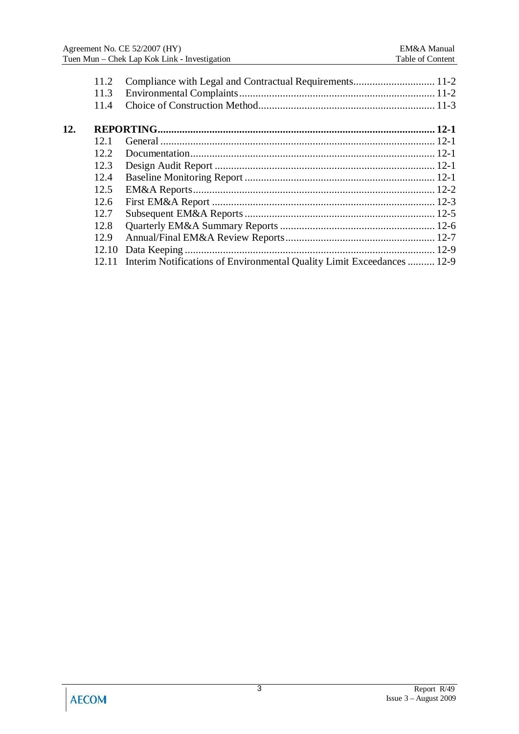| | | |
|---|---|---|
| 11.2 | Compliance with Legal and Contractual Requirements | 11-2 |
| 11.3 | Environmental Complaints | 11-2 |
| 11.4 | Choice of Construction Method | 11-3 |
| **12.** | **REPORTING** | **12-1** |
| 12.1 | General | 12-1 |
| 12.2 | Documentation | 12-1 |
| 12.3 | Design Audit Report | 12-1 |
| 12.4 | Baseline Monitoring Report | 12-1 |
| 12.5 | EM&A Reports | 12-2 |
| 12.6 | First EM&A Report | 12-3 |
| 12.7 | Subsequent EM&A Reports | 12-5 |
| 12.8 | Quarterly EM&A Summary Reports | 12-6 |
| 12.9 | Annual/Final EM&A Review Reports | 12-7 |
| 12.10 | Data Keeping | 12-9 |
| 12.11 | Interim Notifications of Environmental Quality Limit Exceedances | 12-9 |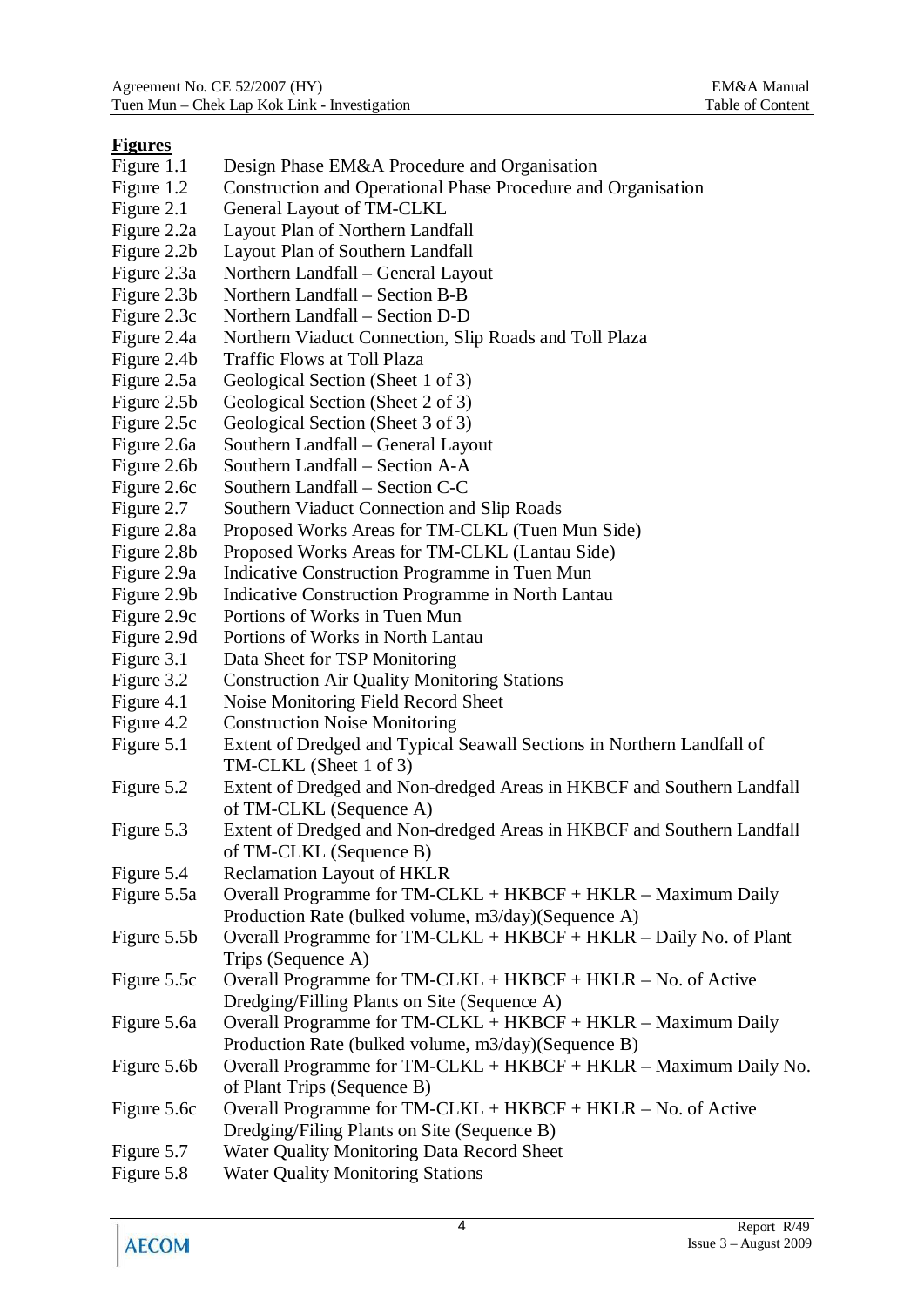## Figures

| | |
|---|---|
| Figure 1.1 | Design Phase EM&A Procedure and Organisation |
| Figure 1.2 | Construction and Operational Phase Procedure and Organisation |
| Figure 2.1 | General Layout of TM-CLKL |
| Figure 2.2a | Layout Plan of Northern Landfall |
| Figure 2.2b | Layout Plan of Southern Landfall |
| Figure 2.3a | Northern Landfall – General Layout |
| Figure 2.3b | Northern Landfall – Section B-B |
| Figure 2.3c | Northern Landfall – Section D-D |
| Figure 2.4a | Northern Viaduct Connection, Slip Roads and Toll Plaza |
| Figure 2.4b | Traffic Flows at Toll Plaza |
| Figure 2.5a | Geological Section (Sheet 1 of 3) |
| Figure 2.5b | Geological Section (Sheet 2 of 3) |
| Figure 2.5c | Geological Section (Sheet 3 of 3) |
| Figure 2.6a | Southern Landfall – General Layout |
| Figure 2.6b | Southern Landfall – Section A-A |
| Figure 2.6c | Southern Landfall – Section C-C |
| Figure 2.7 | Southern Viaduct Connection and Slip Roads |
| Figure 2.8a | Proposed Works Areas for TM-CLKL (Tuen Mun Side) |
| Figure 2.8b | Proposed Works Areas for TM-CLKL (Lantau Side) |
| Figure 2.9a | Indicative Construction Programme in Tuen Mun |
| Figure 2.9b | Indicative Construction Programme in North Lantau |
| Figure 2.9c | Portions of Works in Tuen Mun |
| Figure 2.9d | Portions of Works in North Lantau |
| Figure 3.1 | Data Sheet for TSP Monitoring |
| Figure 3.2 | Construction Air Quality Monitoring Stations |
| Figure 4.1 | Noise Monitoring Field Record Sheet |
| Figure 4.2 | Construction Noise Monitoring |
| Figure 5.1 | Extent of Dredged and Typical Seawall Sections in Northern Landfall of TM-CLKL (Sheet 1 of 3) |
| Figure 5.2 | Extent of Dredged and Non-dredged Areas in HKBCF and Southern Landfall of TM-CLKL (Sequence A) |
| Figure 5.3 | Extent of Dredged and Non-dredged Areas in HKBCF and Southern Landfall of TM-CLKL (Sequence B) |
| Figure 5.4 | Reclamation Layout of HKLR |
| Figure 5.5a | Overall Programme for TM-CLKL + HKBCF + HKLR – Maximum Daily Production Rate (bulked volume, m3/day)(Sequence A) |
| Figure 5.5b | Overall Programme for TM-CLKL + HKBCF + HKLR – Daily No. of Plant Trips (Sequence A) |
| Figure 5.5c | Overall Programme for TM-CLKL + HKBCF + HKLR – No. of Active Dredging/Filling Plants on Site (Sequence A) |
| Figure 5.6a | Overall Programme for TM-CLKL + HKBCF + HKLR – Maximum Daily Production Rate (bulked volume, m3/day)(Sequence B) |
| Figure 5.6b | Overall Programme for TM-CLKL + HKBCF + HKLR – Maximum Daily No. of Plant Trips (Sequence B) |
| Figure 5.6c | Overall Programme for TM-CLKL + HKBCF + HKLR – No. of Active Dredging/Filing Plants on Site (Sequence B) |
| Figure 5.7 | Water Quality Monitoring Data Record Sheet |
| Figure 5.8 | Water Quality Monitoring Stations |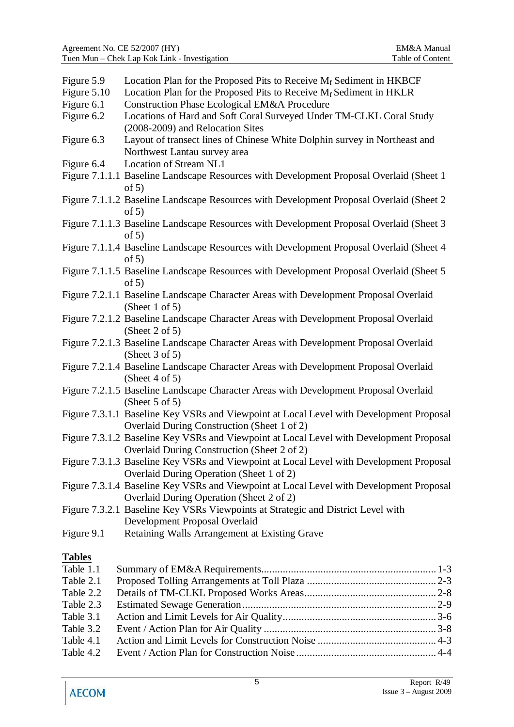Figure 5.9 Location Plan for the Proposed Pits to Receive $M_f$ Sediment in HKBCF

Figure 5.10 Location Plan for the Proposed Pits to Receive $M_f$ Sediment in HKLR

Figure 6.1 Construction Phase Ecological EM&A Procedure

Figure 6.2 Locations of Hard and Soft Coral Surveyed Under TM-CLKL Coral Study (2008-2009) and Relocation Sites

Figure 6.3 Layout of transect lines of Chinese White Dolphin survey in Northeast and Northwest Lantau survey area

Figure 6.4 Location of Stream NL1

Figure 7.1.1.1 Baseline Landscape Resources with Development Proposal Overlaid (Sheet 1 of 5)

Figure 7.1.1.2 Baseline Landscape Resources with Development Proposal Overlaid (Sheet 2 of 5)

Figure 7.1.1.3 Baseline Landscape Resources with Development Proposal Overlaid (Sheet 3 of 5)

Figure 7.1.1.4 Baseline Landscape Resources with Development Proposal Overlaid (Sheet 4 of 5)

Figure 7.1.1.5 Baseline Landscape Resources with Development Proposal Overlaid (Sheet 5 of 5)

Figure 7.2.1.1 Baseline Landscape Character Areas with Development Proposal Overlaid (Sheet 1 of 5)

Figure 7.2.1.2 Baseline Landscape Character Areas with Development Proposal Overlaid (Sheet 2 of 5)

Figure 7.2.1.3 Baseline Landscape Character Areas with Development Proposal Overlaid (Sheet 3 of 5)

Figure 7.2.1.4 Baseline Landscape Character Areas with Development Proposal Overlaid (Sheet 4 of 5)

Figure 7.2.1.5 Baseline Landscape Character Areas with Development Proposal Overlaid (Sheet 5 of 5)

Figure 7.3.1.1 Baseline Key VSRs and Viewpoint at Local Level with Development Proposal Overlaid During Construction (Sheet 1 of 2)

Figure 7.3.1.2 Baseline Key VSRs and Viewpoint at Local Level with Development Proposal Overlaid During Construction (Sheet 2 of 2)

Figure 7.3.1.3 Baseline Key VSRs and Viewpoint at Local Level with Development Proposal Overlaid During Operation (Sheet 1 of 2)

Figure 7.3.1.4 Baseline Key VSRs and Viewpoint at Local Level with Development Proposal Overlaid During Operation (Sheet 2 of 2)

Figure 7.3.2.1 Baseline Key VSRs Viewpoints at Strategic and District Level with Development Proposal Overlaid

Figure 9.1 Retaining Walls Arrangement at Existing Grave

**Tables**

Table 1.1 Summary of EM&A Requirements ........ 1-3

Table 2.1 Proposed Tolling Arrangements at Toll Plaza ........ 2-3

Table 2.2 Details of TM-CLKL Proposed Works Areas ........ 2-8

Table 2.3 Estimated Sewage Generation ........ 2-9

Table 3.1 Action and Limit Levels for Air Quality ........ 3-6

Table 3.2 Event / Action Plan for Air Quality ........ 3-8

Table 4.1 Action and Limit Levels for Construction Noise ........ 4-3

Table 4.2 Event / Action Plan for Construction Noise ........ 4-4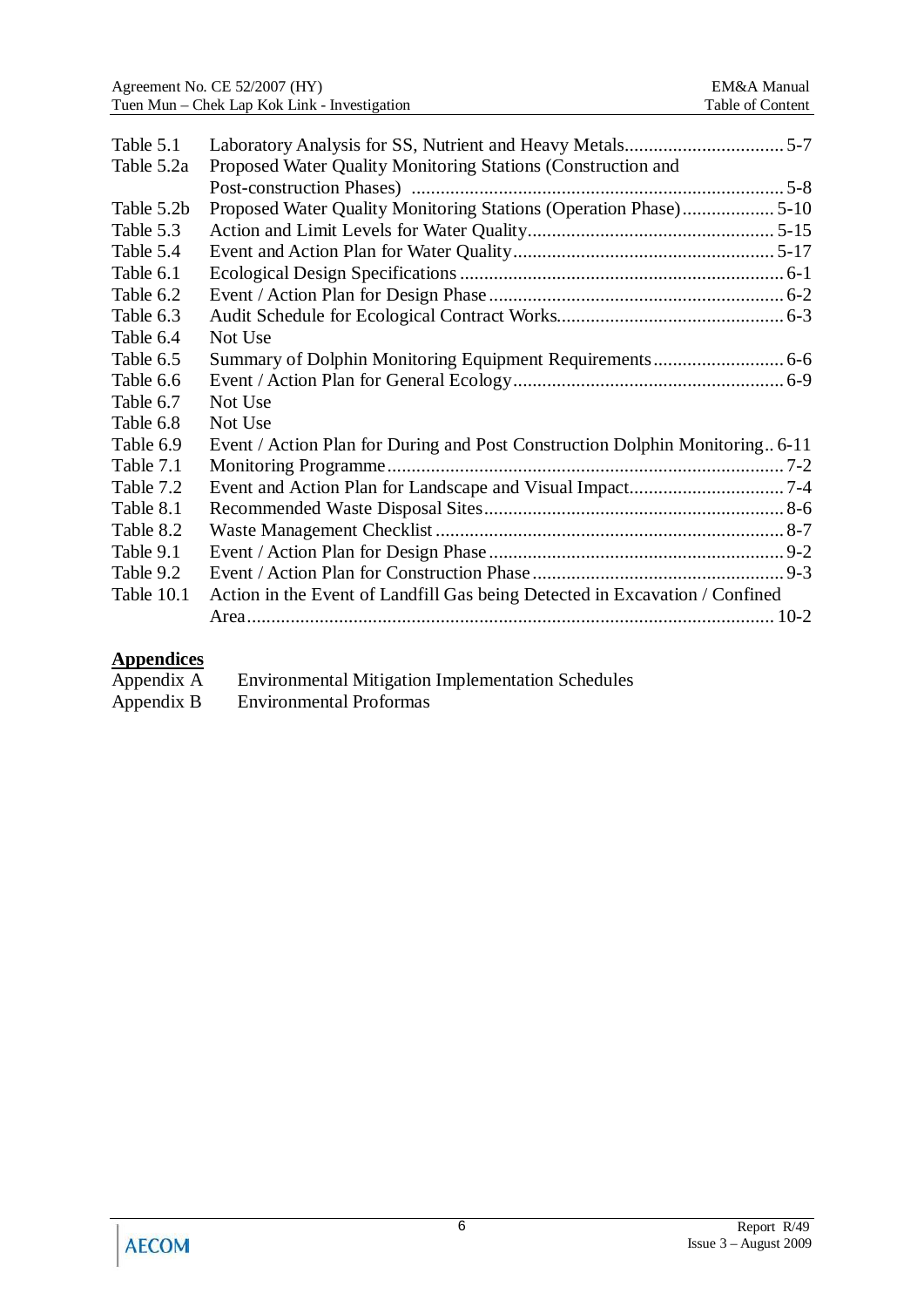| | | |
|---|---|---|
| Table 5.1 | Laboratory Analysis for SS, Nutrient and Heavy Metals | 5-7 |
| Table 5.2a | Proposed Water Quality Monitoring Stations (Construction and Post-construction Phases) | 5-8 |
| Table 5.2b | Proposed Water Quality Monitoring Stations (Operation Phase) | 5-10 |
| Table 5.3 | Action and Limit Levels for Water Quality | 5-15 |
| Table 5.4 | Event and Action Plan for Water Quality | 5-17 |
| Table 6.1 | Ecological Design Specifications | 6-1 |
| Table 6.2 | Event / Action Plan for Design Phase | 6-2 |
| Table 6.3 | Audit Schedule for Ecological Contract Works | 6-3 |
| Table 6.4 | Not Use | |
| Table 6.5 | Summary of Dolphin Monitoring Equipment Requirements | 6-6 |
| Table 6.6 | Event / Action Plan for General Ecology | 6-9 |
| Table 6.7 | Not Use | |
| Table 6.8 | Not Use | |
| Table 6.9 | Event / Action Plan for During and Post Construction Dolphin Monitoring | 6-11 |
| Table 7.1 | Monitoring Programme | 7-2 |
| Table 7.2 | Event and Action Plan for Landscape and Visual Impact | 7-4 |
| Table 8.1 | Recommended Waste Disposal Sites | 8-6 |
| Table 8.2 | Waste Management Checklist | 8-7 |
| Table 9.1 | Event / Action Plan for Design Phase | 9-2 |
| Table 9.2 | Event / Action Plan for Construction Phase | 9-3 |
| Table 10.1 | Action in the Event of Landfill Gas being Detected in Excavation / Confined Area | 10-2 |

**Appendices**

Appendix A Environmental Mitigation Implementation Schedules

Appendix B Environmental Proformas